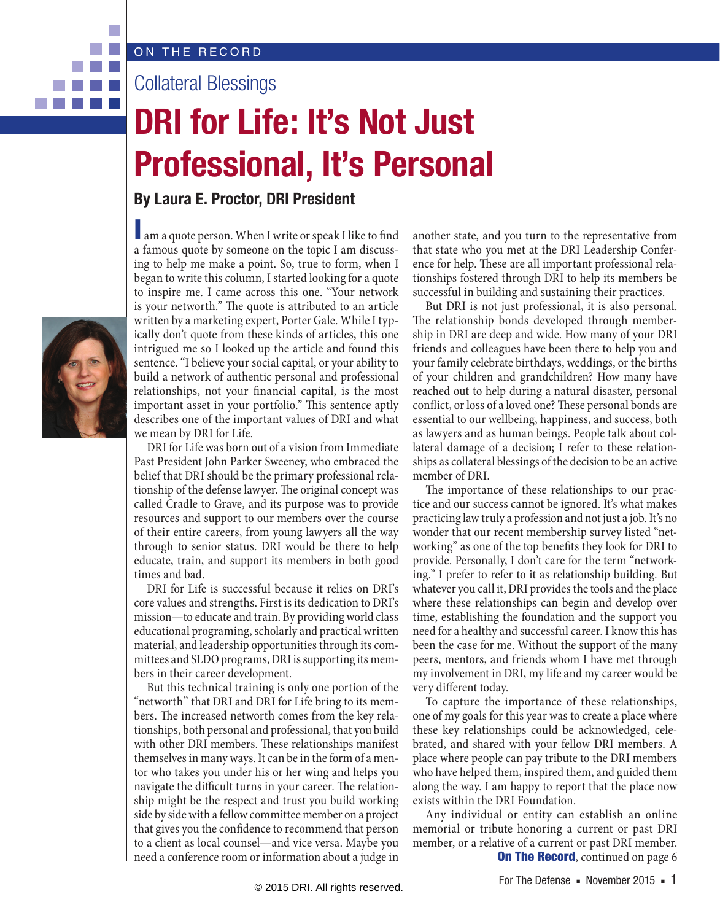ON THE RECORD

## Collateral Blessings

# DRI for Life: It's Not Just Professional, It's Personal

**By Laura E. Proctor, DRI President**

I am a quote person. When I write or speak I like to find a famous quote by someone on the topic I am discussing to help me make a point. So, true to form, when I began to write this column, I started looking for a quote to inspire me. I came across this one. "Your network is your networth." The quote is attributed to an article written by a marketing expert, Porter Gale. While I typically don't quote from these kinds of articles, this one intrigued me so I looked up the article and found this sentence. "I believe your social capital, or your ability to build a network of authentic personal and professional relationships, not your financial capital, is the most important asset in your portfolio." This sentence aptly describes one of the important values of DRI and what we mean by DRI for Life.

DRI for Life was born out of a vision from Immediate Past President John Parker Sweeney, who embraced the belief that DRI should be the primary professional relationship of the defense lawyer. The original concept was called Cradle to Grave, and its purpose was to provide resources and support to our members over the course of their entire careers, from young lawyers all the way through to senior status. DRI would be there to help educate, train, and support its members in both good times and bad.

DRI for Life is successful because it relies on DRI's core values and strengths. First is its dedication to DRI's mission—to educate and train. By providing world class educational programing, scholarly and practical written material, and leadership opportunities through its committees and SLDO programs, DRI is supporting its members in their career development.

But this technical training is only one portion of the "networth" that DRI and DRI for Life bring to its members. The increased networth comes from the key relationships, both personal and professional, that you build with other DRI members. These relationships manifest themselves in many ways. It can be in the form of a mentor who takes you under his or her wing and helps you navigate the difficult turns in your career. The relationship might be the respect and trust you build working side by side with a fellow committee member on a project that gives you the confidence to recommend that person to a client as local counsel—and vice versa. Maybe you need a conference room or information about a judge in another state, and you turn to the representative from that state who you met at the DRI Leadership Conference for help. These are all important professional relationships fostered through DRI to help its members be successful in building and sustaining their practices.

But DRI is not just professional, it is also personal. The relationship bonds developed through membership in DRI are deep and wide. How many of your DRI friends and colleagues have been there to help you and your family celebrate birthdays, weddings, or the births of your children and grandchildren? How many have reached out to help during a natural disaster, personal conflict, or loss of a loved one? These personal bonds are essential to our wellbeing, happiness, and success, both as lawyers and as human beings. People talk about collateral damage of a decision; I refer to these relationships as collateral blessings of the decision to be an active member of DRI.

The importance of these relationships to our practice and our success cannot be ignored. It's what makes practicing law truly a profession and not just a job. It's no wonder that our recent membership survey listed "networking" as one of the top benefits they look for DRI to provide. Personally, I don't care for the term "networking." I prefer to refer to it as relationship building. But whatever you call it, DRI provides the tools and the place where these relationships can begin and develop over time, establishing the foundation and the support you need for a healthy and successful career. I know this has been the case for me. Without the support of the many peers, mentors, and friends whom I have met through my involvement in DRI, my life and my career would be very different today.

To capture the importance of these relationships, one of my goals for this year was to create a place where these key relationships could be acknowledged, celebrated, and shared with your fellow DRI members. A place where people can pay tribute to the DRI members who have helped them, inspired them, and guided them along the way. I am happy to report that the place now exists within the DRI Foundation.

Any individual or entity can establish an online memorial or tribute honoring a current or past DRI member, or a relative of a current or past DRI member.

**On The Record**, continued on page 6

© 2015 DRI. All rights reserved.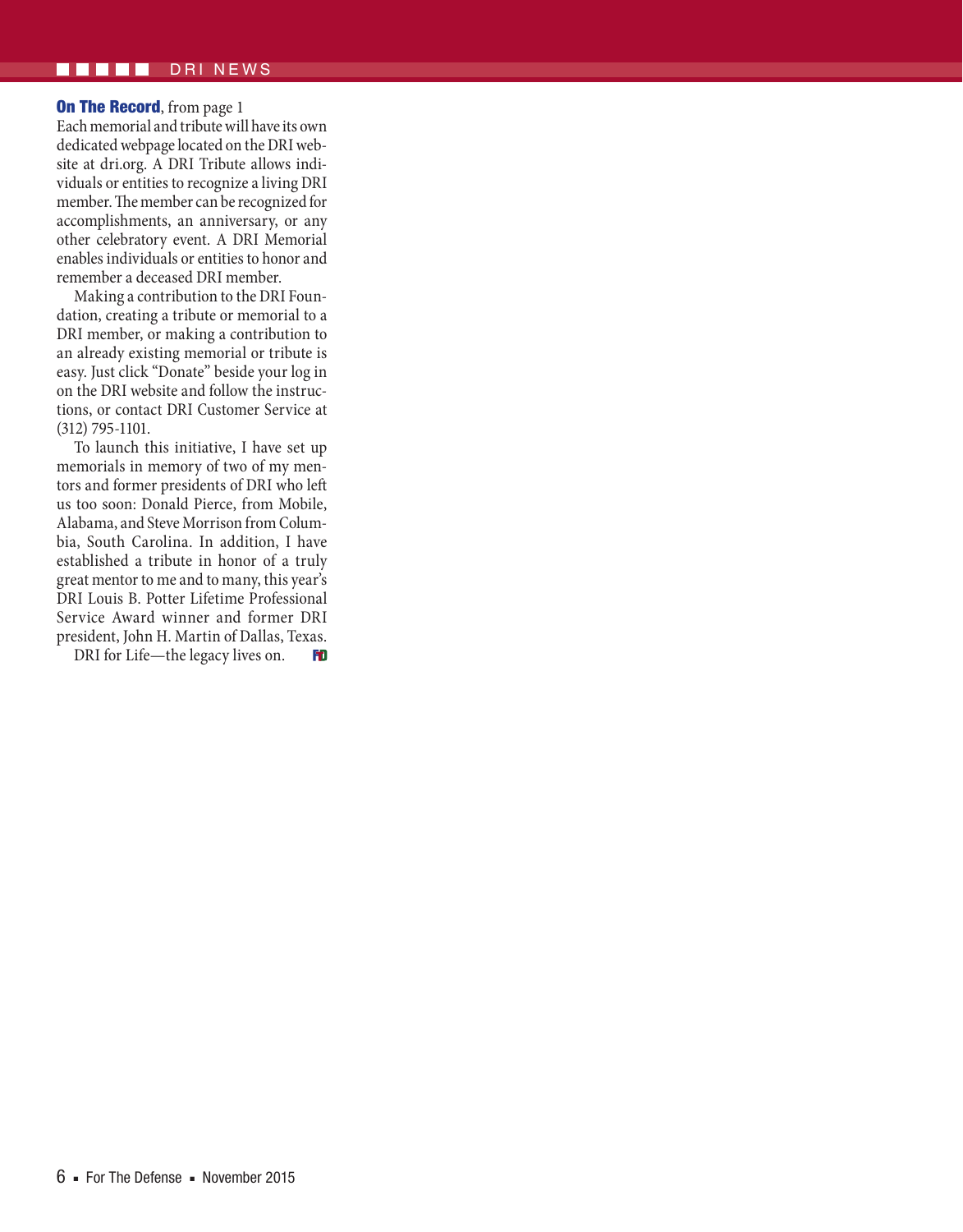**On The Record**, from page 1

Each memorial and tribute will have its own dedicated webpage located on the DRI website at dri.org. A DRI Tribute allows individuals or entities to recognize a living DRI member. The member can be recognized for accomplishments, an anniversary, or any other celebratory event. A DRI Memorial enables individuals or entities to honor and remember a deceased DRI member.

Making a contribution to the DRI Foundation, creating a tribute or memorial to a DRI member, or making a contribution to an already existing memorial or tribute is easy. Just click "Donate" beside your log in on the DRI website and follow the instructions, or contact DRI Customer Service at (312) 795-1101.

To launch this initiative, I have set up memorials in memory of two of my mentors and former presidents of DRI who left us too soon: Donald Pierce, from Mobile, Alabama, and Steve Morrison from Columbia, South Carolina. In addition, I have established a tribute in honor of a truly great mentor to me and to many, this year's DRI Louis B. Potter Lifetime Professional Service Award winner and former DRI president, John H. Martin of Dallas, Texas.

DRI for Life—the legacy lives on.